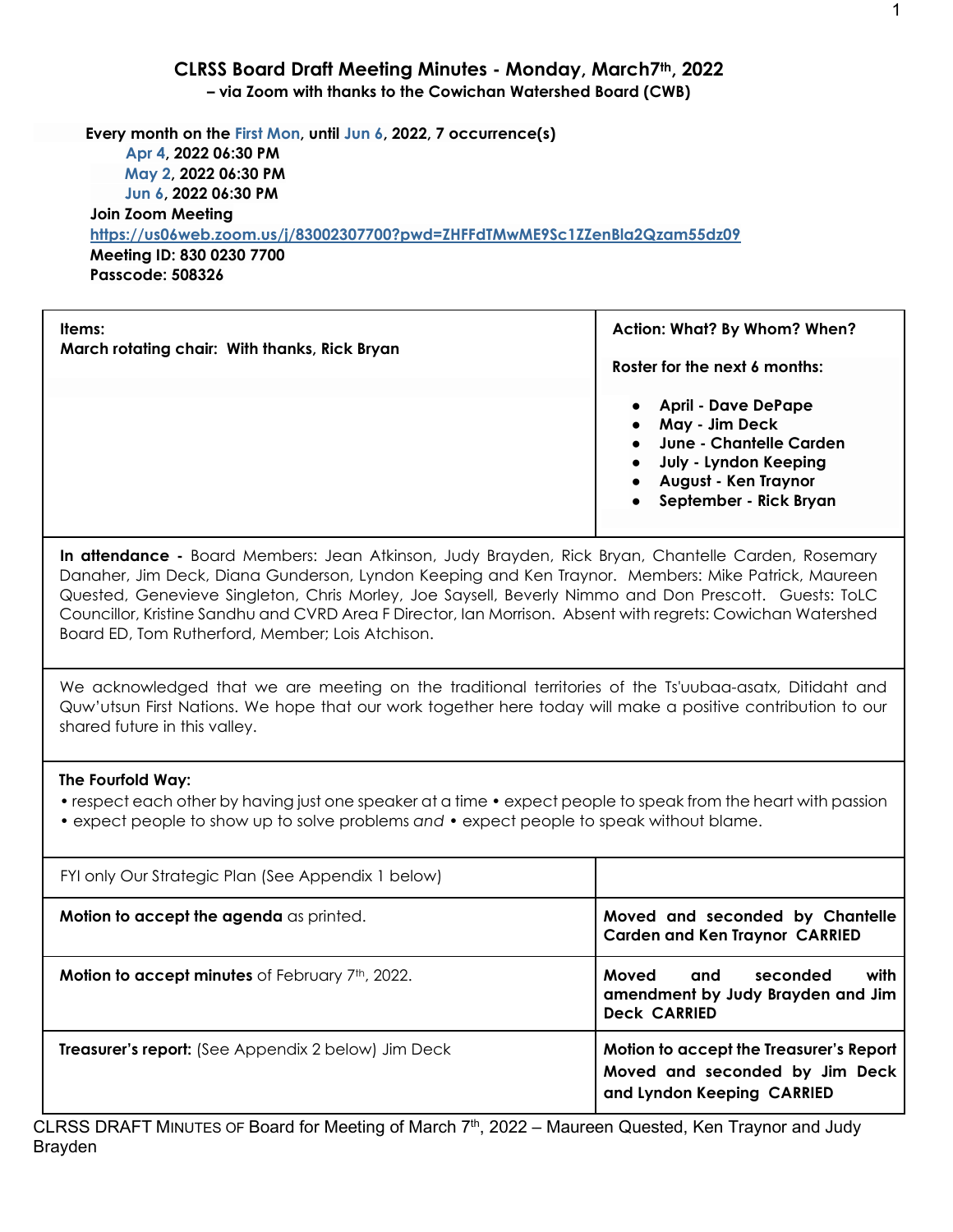# CLRSS Board Draft Meeting Minutes - Monday, March7th, 2022

**– via Zoom with thanks to the Cowichan Watershed Board (CWB)**

**Every month on the First Mon, until Jun 6, 2022, 7 occurrence(s)**

**Apr 4, 2022 06:30 PM**
**May 2, 2022 06:30 PM**
**Jun 6, 2022 06:30 PM**

**Join Zoom Meeting**
https://us06web.zoom.us/j/83002307700?pwd=ZHFFdTMwME9Sc1ZZenBla2Qzam55dz09

**Meeting ID: 830 0230 7700**
**Passcode: 508326**

| **Items:** **March rotating chair: With thanks, Rick Bryan** | **Action: What? By Whom? When?** **Roster for the next 6 months:** • **April - Dave DePape** • **May - Jim Deck** • **June - Chantelle Carden** • **July - Lyndon Keeping** • **August - Ken Traynor** • **September - Rick Bryan** |
|---|---|
| **In attendance -** Board Members: Jean Atkinson, Judy Brayden, Rick Bryan, Chantelle Carden, Rosemary Danaher, Jim Deck, Diana Gunderson, Lyndon Keeping and Ken Traynor. Members: Mike Patrick, Maureen Quested, Genevieve Singleton, Chris Morley, Joe Saysell, Beverly Nimmo and Don Prescott. Guests: ToLC Councillor, Kristine Sandhu and CVRD Area F Director, Ian Morrison. Absent with regrets: Cowichan Watershed Board ED, Tom Rutherford, Member; Lois Atchison. | |
| We acknowledged that we are meeting on the traditional territories of the Ts'uubaa-asatx, Ditidaht and Quw'utsun First Nations. We hope that our work together here today will make a positive contribution to our shared future in this valley. | |
| **The Fourfold Way:** • respect each other by having just one speaker at a time • expect people to speak from the heart with passion • expect people to show up to solve problems *and* • expect people to speak without blame. | |
| FYI only Our Strategic Plan (See Appendix 1 below) | |
| **Motion to accept the agenda** as printed. | **Moved and seconded by Chantelle Carden and Ken Traynor CARRIED** |
| **Motion to accept minutes** of February 7th, 2022. | **Moved and seconded with amendment by Judy Brayden and Jim Deck CARRIED** |
| **Treasurer's report:** (See Appendix 2 below) Jim Deck | **Motion to accept the Treasurer's Report Moved and seconded by Jim Deck and Lyndon Keeping CARRIED** |

CLRSS DRAFT MINUTES OF Board for Meeting of March 7th, 2022 – Maureen Quested, Ken Traynor and Judy Brayden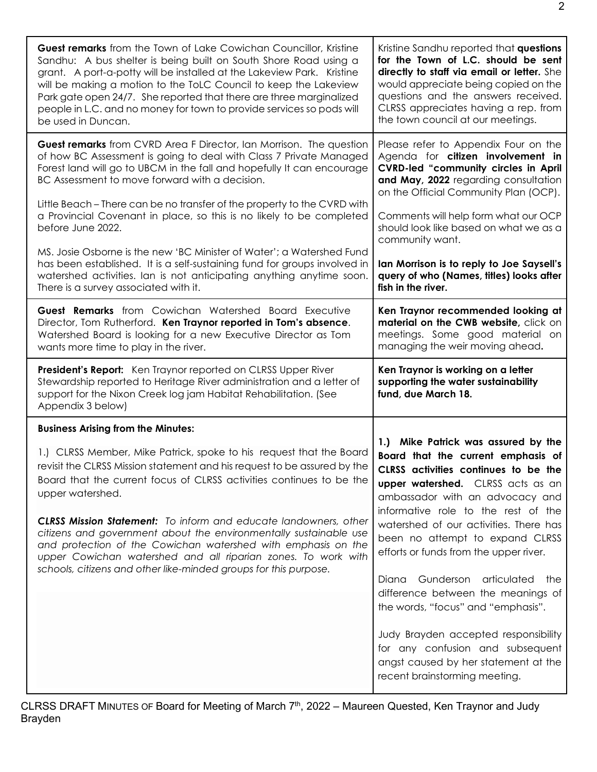| | |
|---|---|
| **Guest remarks** from the Town of Lake Cowichan Councillor, Kristine Sandhu: A bus shelter is being built on South Shore Road using a grant. A port-a-potty will be installed at the Lakeview Park. Kristine will be making a motion to the ToLC Council to keep the Lakeview Park gate open 24/7. She reported that there are three marginalized people in L.C. and no money for town to provide services so pods will be used in Duncan. | Kristine Sandhu reported that **questions for the Town of L.C. should be sent directly to staff via email or letter.** She would appreciate being copied on the questions and the answers received. CLRSS appreciates having a rep. from the town council at our meetings. |
| **Guest remarks** from CVRD Area F Director, Ian Morrison. The question of how BC Assessment is going to deal with Class 7 Private Managed Forest land will go to UBCM in the fall and hopefully It can encourage BC Assessment to move forward with a decision.<br><br>Little Beach – There can be no transfer of the property to the CVRD with a Provincial Covenant in place, so this is no likely to be completed before June 2022.<br><br>MS. Josie Osborne is the new 'BC Minister of Water'; a Watershed Fund has been established. It is a self-sustaining fund for groups involved in watershed activities. Ian is not anticipating anything anytime soon. There is a survey associated with it. | Please refer to Appendix Four on the Agenda for **citizen involvement in CVRD-led "community circles in April and May, 2022** regarding consultation on the Official Community Plan (OCP).<br><br>Comments will help form what our OCP should look like based on what we as a community want.<br><br>**Ian Morrison is to reply to Joe Saysell's query of who (Names, titles) looks after fish in the river.** |
| **Guest Remarks** from Cowichan Watershed Board Executive Director, Tom Rutherford. **Ken Traynor reported in Tom's absence**. Watershed Board is looking for a new Executive Director as Tom wants more time to play in the river. | **Ken Traynor recommended looking at material on the CWB website,** click on meetings. Some good material on managing the weir moving ahead**.** |
| **President's Report:** Ken Traynor reported on CLRSS Upper River Stewardship reported to Heritage River administration and a letter of support for the Nixon Creek log jam Habitat Rehabilitation. (See Appendix 3 below) | **Ken Traynor is working on a letter supporting the water sustainability fund, due March 18.** |
| **Business Arising from the Minutes:**<br><br>1.) CLRSS Member, Mike Patrick, spoke to his request that the Board revisit the CLRSS Mission statement and his request to be assured by the Board that the current focus of CLRSS activities continues to be the upper watershed.<br><br>***CLRSS Mission Statement:*** *To inform and educate landowners, other citizens and government about the environmentally sustainable use and protection of the Cowichan watershed with emphasis on the upper Cowichan watershed and all riparian zones. To work with schools, citizens and other like-minded groups for this purpose.* | **1.) Mike Patrick was assured by the Board that the current emphasis of CLRSS activities continues to be the upper watershed.** CLRSS acts as an ambassador with an advocacy and informative role to the rest of the watershed of our activities. There has been no attempt to expand CLRSS efforts or funds from the upper river.<br><br>Diana Gunderson articulated the difference between the meanings of the words, "focus" and "emphasis".<br><br>Judy Brayden accepted responsibility for any confusion and subsequent angst caused by her statement at the recent brainstorming meeting. |

CLRSS DRAFT MINUTES OF Board for Meeting of March 7th, 2022 – Maureen Quested, Ken Traynor and Judy Brayden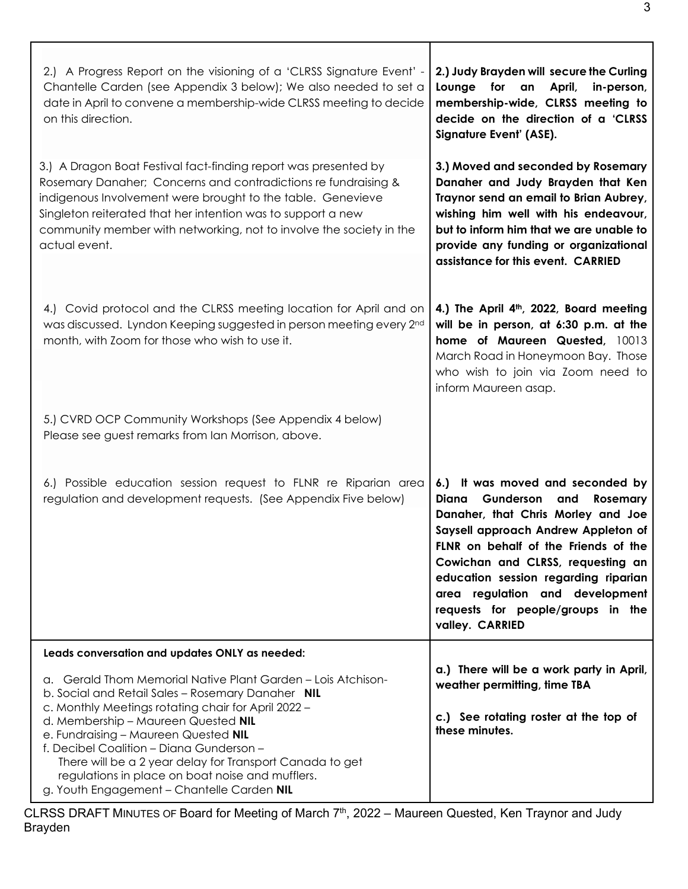| | |
|---|---|
| 2.) A Progress Report on the visioning of a 'CLRSS Signature Event' - Chantelle Carden (see Appendix 3 below); We also needed to set a date in April to convene a membership-wide CLRSS meeting to decide on this direction. | **2.) Judy Brayden will secure the Curling Lounge for an April, in-person, membership-wide, CLRSS meeting to decide on the direction of a 'CLRSS Signature Event' (ASE).** |
| 3.) A Dragon Boat Festival fact-finding report was presented by Rosemary Danaher; Concerns and contradictions re fundraising & indigenous Involvement were brought to the table. Genevieve Singleton reiterated that her intention was to support a new community member with networking, not to involve the society in the actual event. | **3.) Moved and seconded by Rosemary Danaher and Judy Brayden that Ken Traynor send an email to Brian Aubrey, wishing him well with his endeavour, but to inform him that we are unable to provide any funding or organizational assistance for this event. CARRIED** |
| 4.) Covid protocol and the CLRSS meeting location for April and on was discussed. Lyndon Keeping suggested in person meeting every 2nd month, with Zoom for those who wish to use it. | **4.) The April 4th, 2022, Board meeting will be in person, at 6:30 p.m. at the home of Maureen Quested,** 10013 March Road in Honeymoon Bay. Those who wish to join via Zoom need to inform Maureen asap. |
| 5.) CVRD OCP Community Workshops (See Appendix 4 below) Please see guest remarks from Ian Morrison, above. | |
| 6.) Possible education session request to FLNR re Riparian area regulation and development requests. (See Appendix Five below) | **6.) It was moved and seconded by Diana Gunderson and Rosemary Danaher, that Chris Morley and Joe Saysell approach Andrew Appleton of FLNR on behalf of the Friends of the Cowichan and CLRSS, requesting an education session regarding riparian area regulation and development requests for people/groups in the valley. CARRIED** |
| **Leads conversation and updates ONLY as needed:**<br><br>a. Gerald Thom Memorial Native Plant Garden – Lois Atchison-<br>b. Social and Retail Sales – Rosemary Danaher **NIL**<br>c. Monthly Meetings rotating chair for April 2022 –<br>d. Membership – Maureen Quested **NIL**<br>e. Fundraising – Maureen Quested **NIL**<br>f. Decibel Coalition – Diana Gunderson –<br>There will be a 2 year delay for Transport Canada to get regulations in place on boat noise and mufflers.<br>g. Youth Engagement – Chantelle Carden **NIL** | **a.) There will be a work party in April, weather permitting, time TBA**<br><br>**c.) See rotating roster at the top of these minutes.** |

CLRSS DRAFT MINUTES OF Board for Meeting of March 7th, 2022 – Maureen Quested, Ken Traynor and Judy Brayden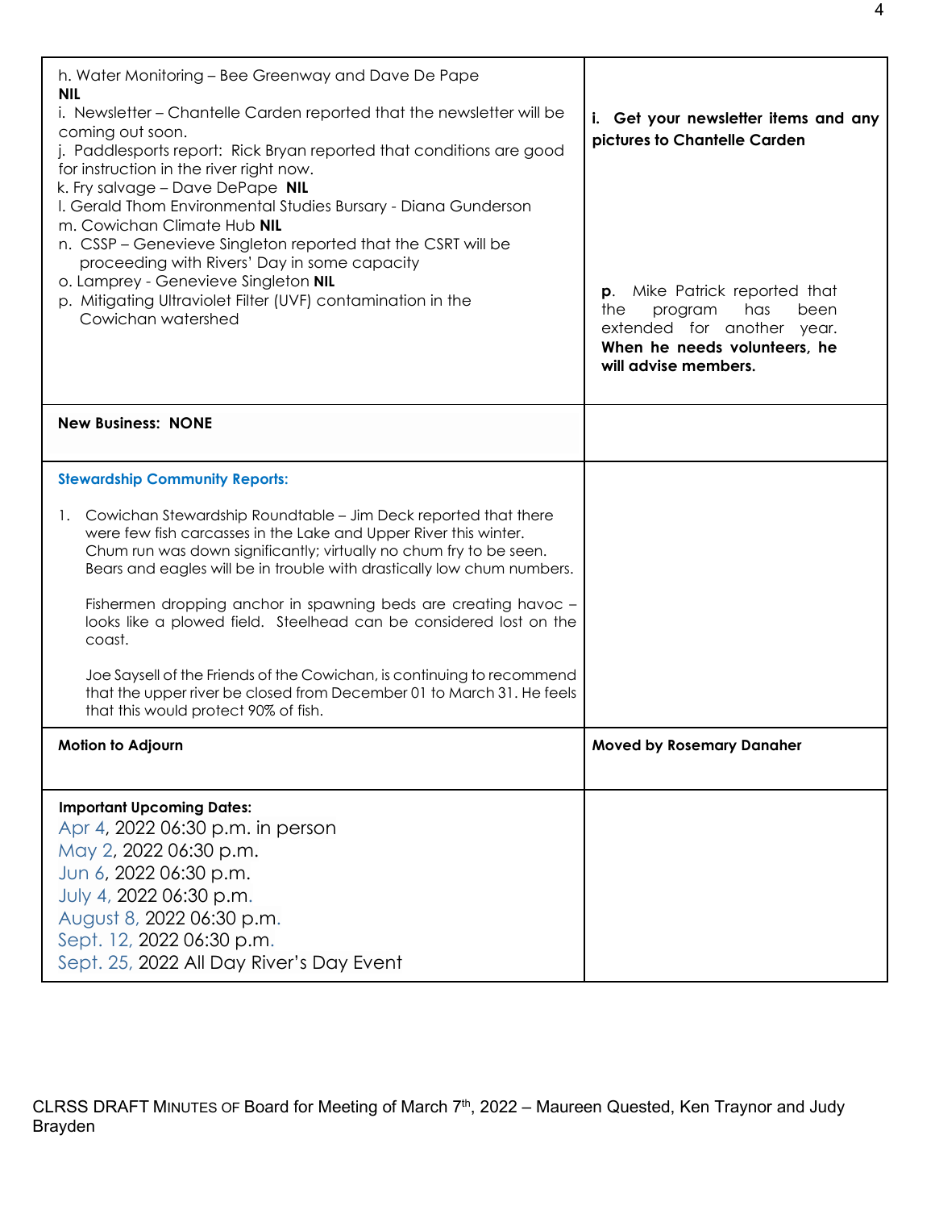| | |
|---|---|
| h. Water Monitoring – Bee Greenway and Dave De Pape **NIL**<br>i. Newsletter – Chantelle Carden reported that the newsletter will be coming out soon.<br>j. Paddlesports report: Rick Bryan reported that conditions are good for instruction in the river right now.<br>k. Fry salvage – Dave DePape **NIL**<br>l. Gerald Thom Environmental Studies Bursary - Diana Gunderson<br>m. Cowichan Climate Hub **NIL**<br>n. CSSP – Genevieve Singleton reported that the CSRT will be proceeding with Rivers' Day in some capacity<br>o. Lamprey - Genevieve Singleton **NIL**<br>p. Mitigating Ultraviolet Filter (UVF) contamination in the Cowichan watershed | **i. Get your newsletter items and any pictures to Chantelle Carden**<br><br>**p**. Mike Patrick reported that the program has been extended for another year. **When he needs volunteers, he will advise members.** |
| **New Business: NONE** | |
| **Stewardship Community Reports:**<br><br>1. Cowichan Stewardship Roundtable – Jim Deck reported that there were few fish carcasses in the Lake and Upper River this winter. Chum run was down significantly; virtually no chum fry to be seen. Bears and eagles will be in trouble with drastically low chum numbers.<br><br>Fishermen dropping anchor in spawning beds are creating havoc – looks like a plowed field. Steelhead can be considered lost on the coast.<br><br>Joe Saysell of the Friends of the Cowichan, is continuing to recommend that the upper river be closed from December 01 to March 31. He feels that this would protect 90% of fish. | |
| **Motion to Adjourn** | **Moved by Rosemary Danaher** |
| **Important Upcoming Dates:**<br>Apr 4, 2022 06:30 p.m. in person<br>May 2, 2022 06:30 p.m.<br>Jun 6, 2022 06:30 p.m.<br>July 4, 2022 06:30 p.m.<br>August 8, 2022 06:30 p.m.<br>Sept. 12, 2022 06:30 p.m.<br>Sept. 25, 2022 All Day River's Day Event | |

CLRSS DRAFT MINUTES OF Board for Meeting of March 7th, 2022 – Maureen Quested, Ken Traynor and Judy Brayden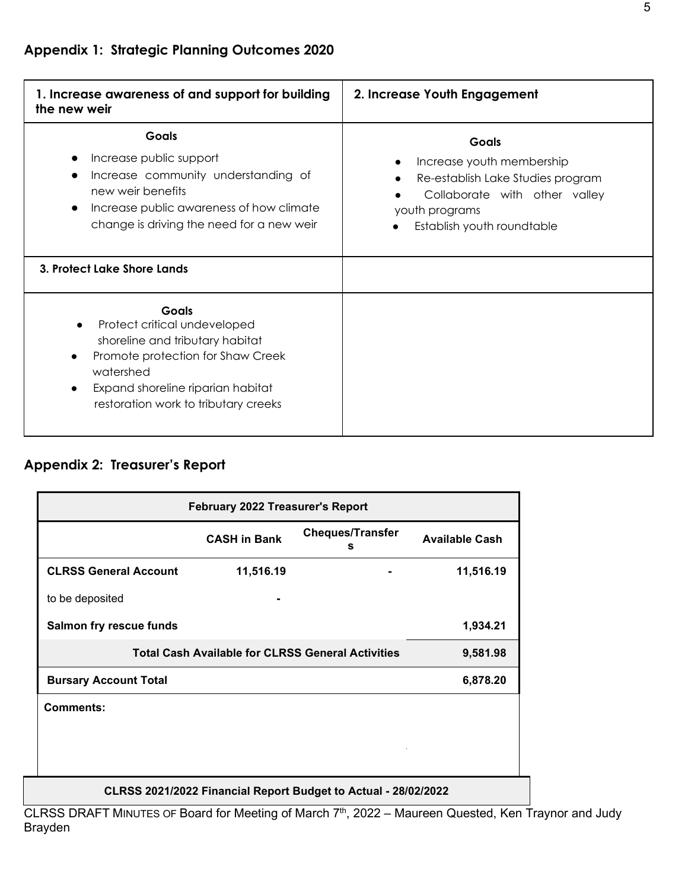## Appendix 1: Strategic Planning Outcomes 2020

| 1. Increase awareness of and support for building the new weir | 2. Increase Youth Engagement |
|---|---|
| **Goals**<br>● Increase public support<br>● Increase community understanding of new weir benefits<br>● Increase public awareness of how climate change is driving the need for a new weir | **Goals**<br>● Increase youth membership<br>● Re-establish Lake Studies program<br>● Collaborate with other valley youth programs<br>● Establish youth roundtable |
| **3. Protect Lake Shore Lands** | |
| **Goals**<br>● Protect critical undeveloped shoreline and tributary habitat<br>● Promote protection for Shaw Creek watershed<br>● Expand shoreline riparian habitat restoration work to tributary creeks | |

## Appendix 2: Treasurer's Report

| February 2022 Treasurer's Report | | | |
|---|---|---|---|
| | **CASH in Bank** | **Cheques/Transfers** | **Available Cash** |
| **CLRSS General Account** | **11,516.19** | - | **11,516.19** |
| to be deposited | - | | |
| **Salmon fry rescue funds** | | | **1,934.21** |
| **Total Cash Available for CLRSS General Activities** | | | **9,581.98** |
| **Bursary Account Total** | | | **6,878.20** |
| **Comments:** | | | |

**CLRSS 2021/2022 Financial Report Budget to Actual - 28/02/2022**

CLRSS DRAFT MINUTES OF Board for Meeting of March 7th, 2022 – Maureen Quested, Ken Traynor and Judy Brayden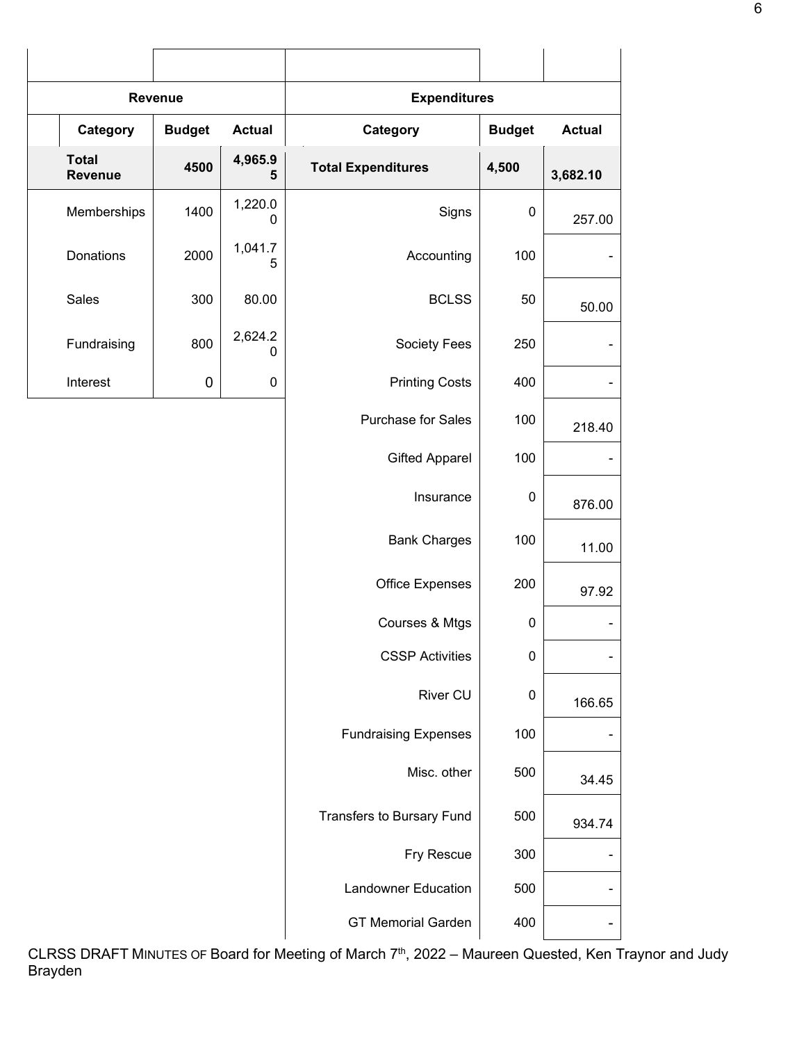| Revenue | | | Expenditures | | |
|---|---|---|---|---|---|
| **Category** | **Budget** | **Actual** | **Category** | **Budget** | **Actual** |
| **Total Revenue** | **4500** | **4,965.95** | **Total Expenditures** | **4,500** | **3,682.10** |
| Memberships | 1400 | 1,220.00 | Signs | 0 | 257.00 |
| Donations | 2000 | 1,041.75 | Accounting | 100 | - |
| Sales | 300 | 80.00 | BCLSS | 50 | 50.00 |
| Fundraising | 800 | 2,624.20 | Society Fees | 250 | - |
| Interest | 0 | 0 | Printing Costs | 400 | - |
| | | | Purchase for Sales | 100 | 218.40 |
| | | | Gifted Apparel | 100 | - |
| | | | Insurance | 0 | 876.00 |
| | | | Bank Charges | 100 | 11.00 |
| | | | Office Expenses | 200 | 97.92 |
| | | | Courses & Mtgs | 0 | - |
| | | | CSSP Activities | 0 | - |
| | | | River CU | 0 | 166.65 |
| | | | Fundraising Expenses | 100 | - |
| | | | Misc. other | 500 | 34.45 |
| | | | Transfers to Bursary Fund | 500 | 934.74 |
| | | | Fry Rescue | 300 | - |
| | | | Landowner Education | 500 | - |
| | | | GT Memorial Garden | 400 | - |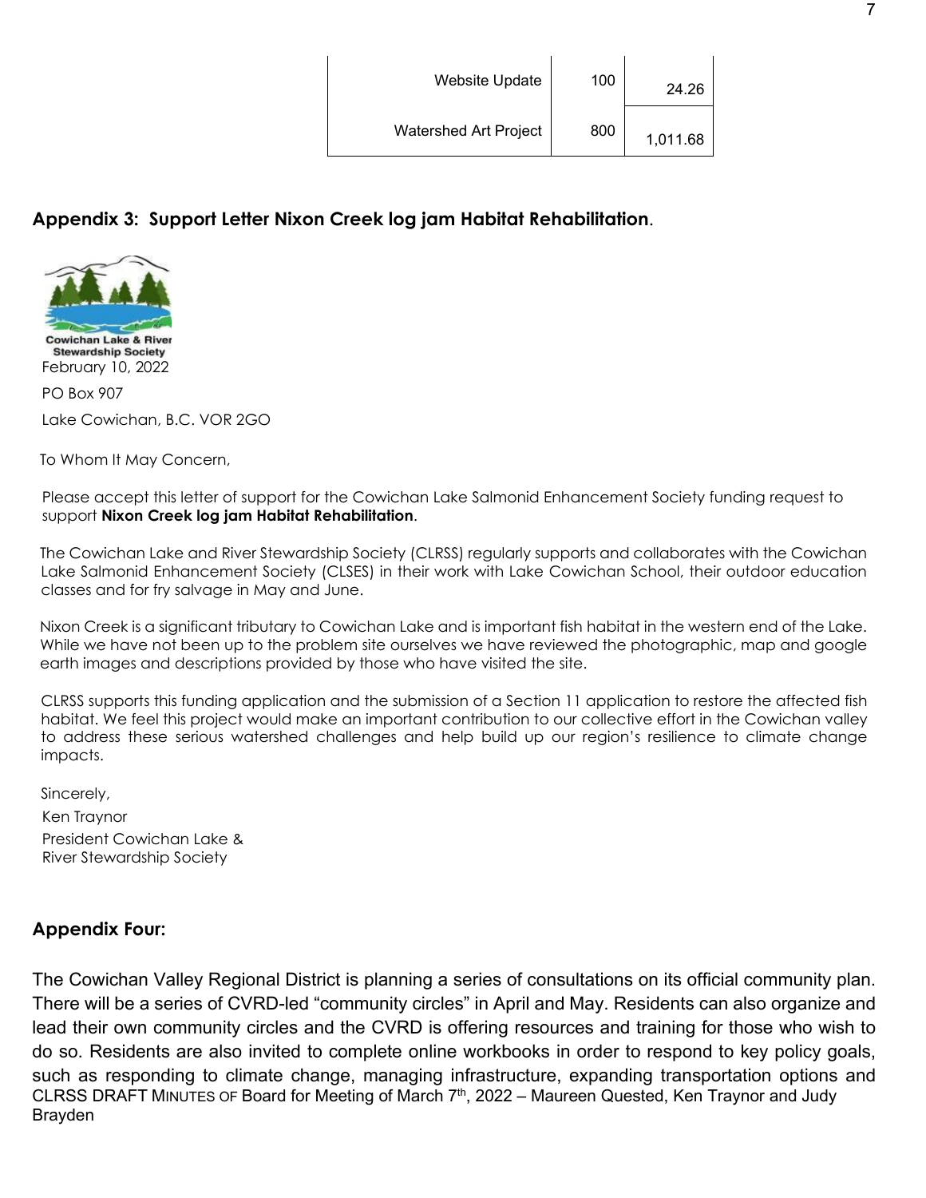| | | |
|---|---|---|
| Website Update | 100 | 24.26 |
| Watershed Art Project | 800 | 1,011.68 |

## Appendix 3: Support Letter Nixon Creek log jam Habitat Rehabilitation.

Cowichan Lake & River Stewardship Society

February 10, 2022

PO Box 907

Lake Cowichan, B.C. V0R 2GO

To Whom It May Concern,

Please accept this letter of support for the Cowichan Lake Salmonid Enhancement Society funding request to support **Nixon Creek log jam Habitat Rehabilitation**.

The Cowichan Lake and River Stewardship Society (CLRSS) regularly supports and collaborates with the Cowichan Lake Salmonid Enhancement Society (CLSES) in their work with Lake Cowichan School, their outdoor education classes and for fry salvage in May and June.

Nixon Creek is a significant tributary to Cowichan Lake and is important fish habitat in the western end of the Lake. While we have not been up to the problem site ourselves we have reviewed the photographic, map and google earth images and descriptions provided by those who have visited the site.

CLRSS supports this funding application and the submission of a Section 11 application to restore the affected fish habitat. We feel this project would make an important contribution to our collective effort in the Cowichan valley to address these serious watershed challenges and help build up our region's resilience to climate change impacts.

Sincerely,

Ken Traynor

President Cowichan Lake & River Stewardship Society

## Appendix Four:

The Cowichan Valley Regional District is planning a series of consultations on its official community plan. There will be a series of CVRD-led "community circles" in April and May. Residents can also organize and lead their own community circles and the CVRD is offering resources and training for those who wish to do so. Residents are also invited to complete online workbooks in order to respond to key policy goals, such as responding to climate change, managing infrastructure, expanding transportation options and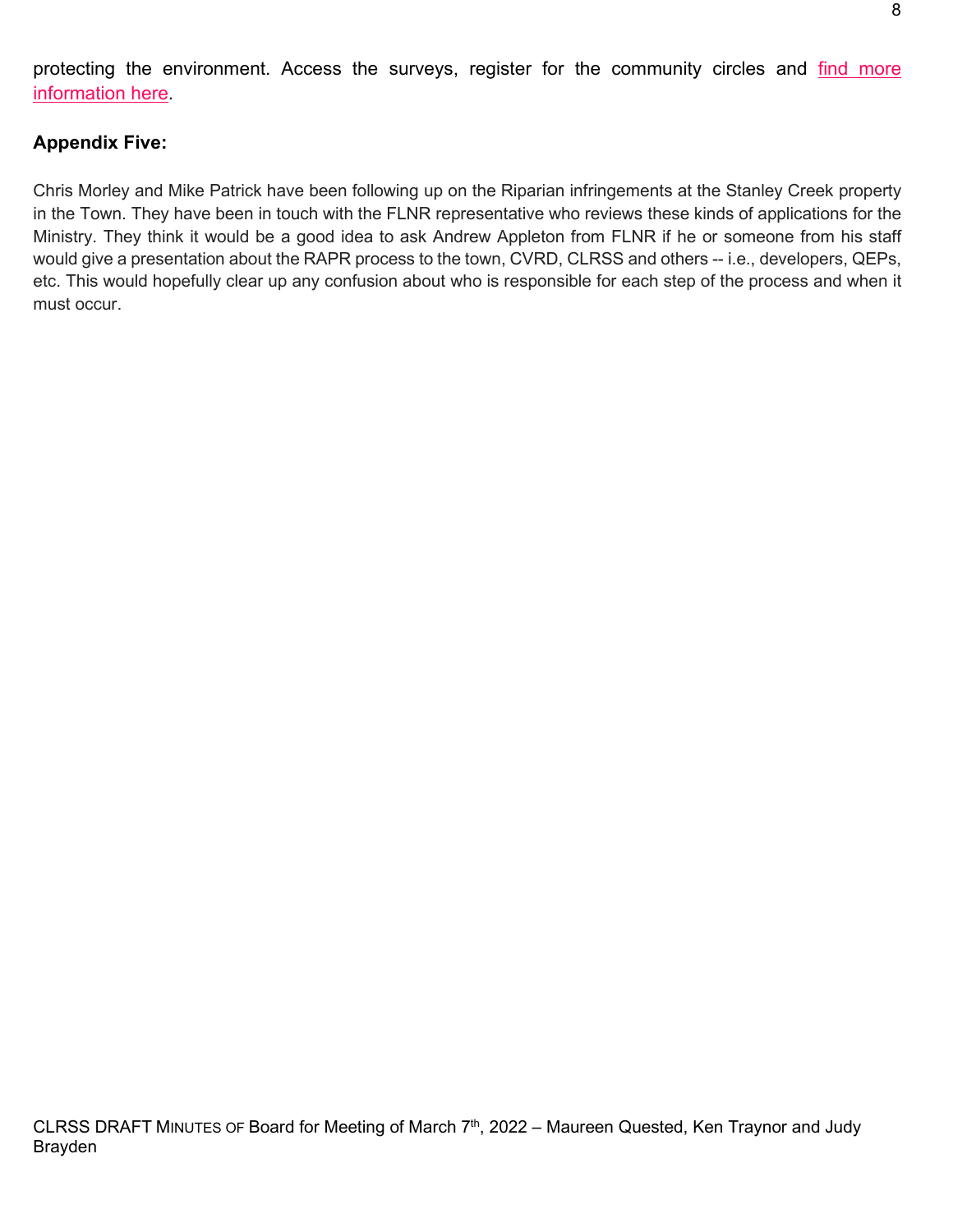protecting the environment. Access the surveys, register for the community circles and find more information here.

**Appendix Five:**

Chris Morley and Mike Patrick have been following up on the Riparian infringements at the Stanley Creek property in the Town. They have been in touch with the FLNR representative who reviews these kinds of applications for the Ministry. They think it would be a good idea to ask Andrew Appleton from FLNR if he or someone from his staff would give a presentation about the RAPR process to the town, CVRD, CLRSS and others -- i.e., developers, QEPs, etc. This would hopefully clear up any confusion about who is responsible for each step of the process and when it must occur.